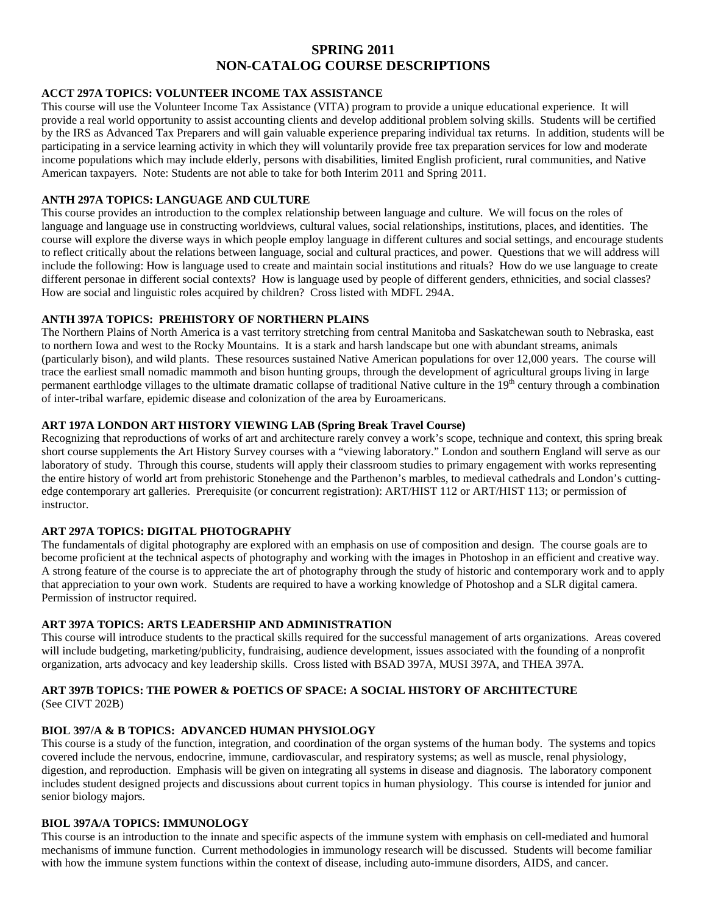# SPRING 2011
# NON-CATALOG COURSE DESCRIPTIONS

### ACCT 297A TOPICS: VOLUNTEER INCOME TAX ASSISTANCE

This course will use the Volunteer Income Tax Assistance (VITA) program to provide a unique educational experience. It will provide a real world opportunity to assist accounting clients and develop additional problem solving skills. Students will be certified by the IRS as Advanced Tax Preparers and will gain valuable experience preparing individual tax returns. In addition, students will be participating in a service learning activity in which they will voluntarily provide free tax preparation services for low and moderate income populations which may include elderly, persons with disabilities, limited English proficient, rural communities, and Native American taxpayers. Note: Students are not able to take for both Interim 2011 and Spring 2011.

### ANTH 297A TOPICS: LANGUAGE AND CULTURE

This course provides an introduction to the complex relationship between language and culture. We will focus on the roles of language and language use in constructing worldviews, cultural values, social relationships, institutions, places, and identities. The course will explore the diverse ways in which people employ language in different cultures and social settings, and encourage students to reflect critically about the relations between language, social and cultural practices, and power. Questions that we will address will include the following: How is language used to create and maintain social institutions and rituals? How do we use language to create different personae in different social contexts? How is language used by people of different genders, ethnicities, and social classes? How are social and linguistic roles acquired by children? Cross listed with MDFL 294A.

### ANTH 397A TOPICS: PREHISTORY OF NORTHERN PLAINS

The Northern Plains of North America is a vast territory stretching from central Manitoba and Saskatchewan south to Nebraska, east to northern Iowa and west to the Rocky Mountains. It is a stark and harsh landscape but one with abundant streams, animals (particularly bison), and wild plants. These resources sustained Native American populations for over 12,000 years. The course will trace the earliest small nomadic mammoth and bison hunting groups, through the development of agricultural groups living in large permanent earthlodge villages to the ultimate dramatic collapse of traditional Native culture in the 19th century through a combination of inter-tribal warfare, epidemic disease and colonization of the area by Euroamericans.

### ART 197A LONDON ART HISTORY VIEWING LAB (Spring Break Travel Course)

Recognizing that reproductions of works of art and architecture rarely convey a work's scope, technique and context, this spring break short course supplements the Art History Survey courses with a "viewing laboratory." London and southern England will serve as our laboratory of study. Through this course, students will apply their classroom studies to primary engagement with works representing the entire history of world art from prehistoric Stonehenge and the Parthenon's marbles, to medieval cathedrals and London's cutting-edge contemporary art galleries. Prerequisite (or concurrent registration): ART/HIST 112 or ART/HIST 113; or permission of instructor.

### ART 297A TOPICS: DIGITAL PHOTOGRAPHY

The fundamentals of digital photography are explored with an emphasis on use of composition and design. The course goals are to become proficient at the technical aspects of photography and working with the images in Photoshop in an efficient and creative way. A strong feature of the course is to appreciate the art of photography through the study of historic and contemporary work and to apply that appreciation to your own work. Students are required to have a working knowledge of Photoshop and a SLR digital camera. Permission of instructor required.

### ART 397A TOPICS: ARTS LEADERSHIP AND ADMINISTRATION

This course will introduce students to the practical skills required for the successful management of arts organizations. Areas covered will include budgeting, marketing/publicity, fundraising, audience development, issues associated with the founding of a nonprofit organization, arts advocacy and key leadership skills. Cross listed with BSAD 397A, MUSI 397A, and THEA 397A.

### ART 397B TOPICS: THE POWER & POETICS OF SPACE: A SOCIAL HISTORY OF ARCHITECTURE

(See CIVT 202B)

### BIOL 397/A & B TOPICS: ADVANCED HUMAN PHYSIOLOGY

This course is a study of the function, integration, and coordination of the organ systems of the human body. The systems and topics covered include the nervous, endocrine, immune, cardiovascular, and respiratory systems; as well as muscle, renal physiology, digestion, and reproduction. Emphasis will be given on integrating all systems in disease and diagnosis. The laboratory component includes student designed projects and discussions about current topics in human physiology. This course is intended for junior and senior biology majors.

### BIOL 397A/A TOPICS: IMMUNOLOGY

This course is an introduction to the innate and specific aspects of the immune system with emphasis on cell-mediated and humoral mechanisms of immune function. Current methodologies in immunology research will be discussed. Students will become familiar with how the immune system functions within the context of disease, including auto-immune disorders, AIDS, and cancer.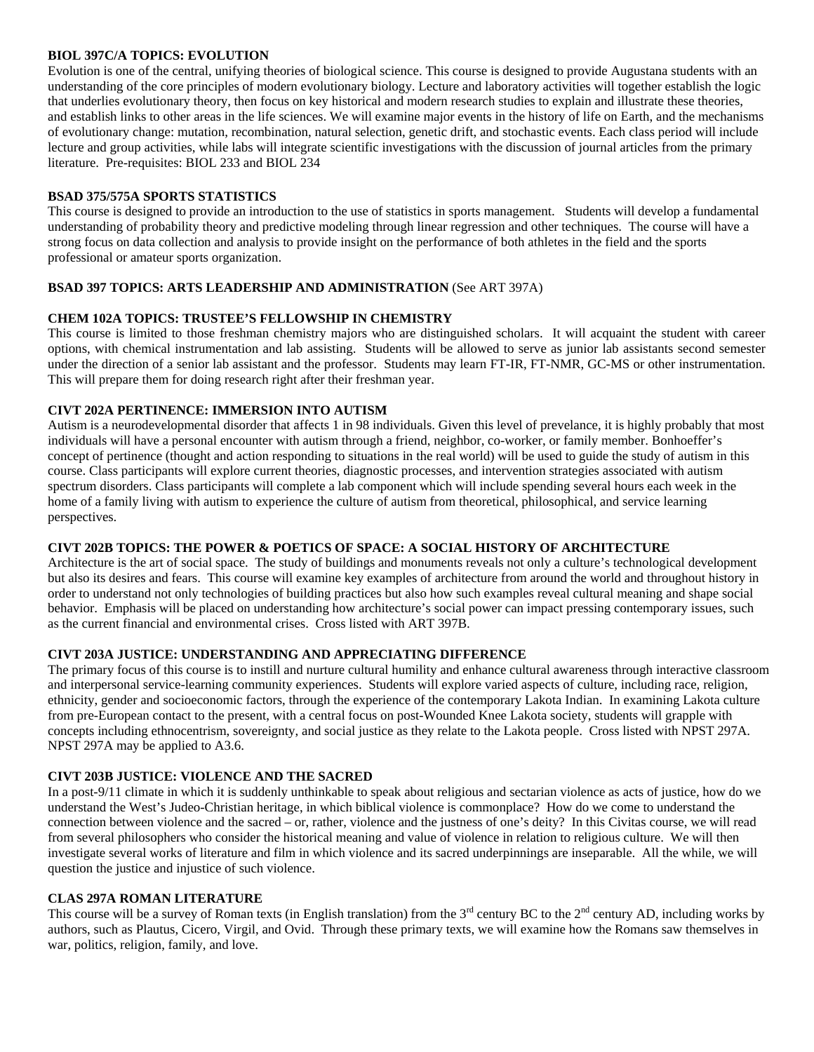**BIOL 397C/A TOPICS: EVOLUTION**
Evolution is one of the central, unifying theories of biological science. This course is designed to provide Augustana students with an understanding of the core principles of modern evolutionary biology. Lecture and laboratory activities will together establish the logic that underlies evolutionary theory, then focus on key historical and modern research studies to explain and illustrate these theories, and establish links to other areas in the life sciences. We will examine major events in the history of life on Earth, and the mechanisms of evolutionary change: mutation, recombination, natural selection, genetic drift, and stochastic events. Each class period will include lecture and group activities, while labs will integrate scientific investigations with the discussion of journal articles from the primary literature. Pre-requisites: BIOL 233 and BIOL 234

**BSAD 375/575A SPORTS STATISTICS**
This course is designed to provide an introduction to the use of statistics in sports management. Students will develop a fundamental understanding of probability theory and predictive modeling through linear regression and other techniques. The course will have a strong focus on data collection and analysis to provide insight on the performance of both athletes in the field and the sports professional or amateur sports organization.

**BSAD 397 TOPICS: ARTS LEADERSHIP AND ADMINISTRATION** (See ART 397A)

**CHEM 102A TOPICS: TRUSTEE'S FELLOWSHIP IN CHEMISTRY**
This course is limited to those freshman chemistry majors who are distinguished scholars. It will acquaint the student with career options, with chemical instrumentation and lab assisting. Students will be allowed to serve as junior lab assistants second semester under the direction of a senior lab assistant and the professor. Students may learn FT-IR, FT-NMR, GC-MS or other instrumentation. This will prepare them for doing research right after their freshman year.

**CIVT 202A PERTINENCE: IMMERSION INTO AUTISM**
Autism is a neurodevelopmental disorder that affects 1 in 98 individuals. Given this level of prevelance, it is highly probably that most individuals will have a personal encounter with autism through a friend, neighbor, co-worker, or family member. Bonhoeffer's concept of pertinence (thought and action responding to situations in the real world) will be used to guide the study of autism in this course. Class participants will explore current theories, diagnostic processes, and intervention strategies associated with autism spectrum disorders. Class participants will complete a lab component which will include spending several hours each week in the home of a family living with autism to experience the culture of autism from theoretical, philosophical, and service learning perspectives.

**CIVT 202B TOPICS: THE POWER & POETICS OF SPACE: A SOCIAL HISTORY OF ARCHITECTURE**
Architecture is the art of social space. The study of buildings and monuments reveals not only a culture's technological development but also its desires and fears. This course will examine key examples of architecture from around the world and throughout history in order to understand not only technologies of building practices but also how such examples reveal cultural meaning and shape social behavior. Emphasis will be placed on understanding how architecture's social power can impact pressing contemporary issues, such as the current financial and environmental crises. Cross listed with ART 397B.

**CIVT 203A JUSTICE: UNDERSTANDING AND APPRECIATING DIFFERENCE**
The primary focus of this course is to instill and nurture cultural humility and enhance cultural awareness through interactive classroom and interpersonal service-learning community experiences. Students will explore varied aspects of culture, including race, religion, ethnicity, gender and socioeconomic factors, through the experience of the contemporary Lakota Indian. In examining Lakota culture from pre-European contact to the present, with a central focus on post-Wounded Knee Lakota society, students will grapple with concepts including ethnocentrism, sovereignty, and social justice as they relate to the Lakota people. Cross listed with NPST 297A. NPST 297A may be applied to A3.6.

**CIVT 203B JUSTICE: VIOLENCE AND THE SACRED**
In a post-9/11 climate in which it is suddenly unthinkable to speak about religious and sectarian violence as acts of justice, how do we understand the West's Judeo-Christian heritage, in which biblical violence is commonplace? How do we come to understand the connection between violence and the sacred – or, rather, violence and the justness of one's deity? In this Civitas course, we will read from several philosophers who consider the historical meaning and value of violence in relation to religious culture. We will then investigate several works of literature and film in which violence and its sacred underpinnings are inseparable. All the while, we will question the justice and injustice of such violence.

**CLAS 297A ROMAN LITERATURE**
This course will be a survey of Roman texts (in English translation) from the 3rd century BC to the 2nd century AD, including works by authors, such as Plautus, Cicero, Virgil, and Ovid. Through these primary texts, we will examine how the Romans saw themselves in war, politics, religion, family, and love.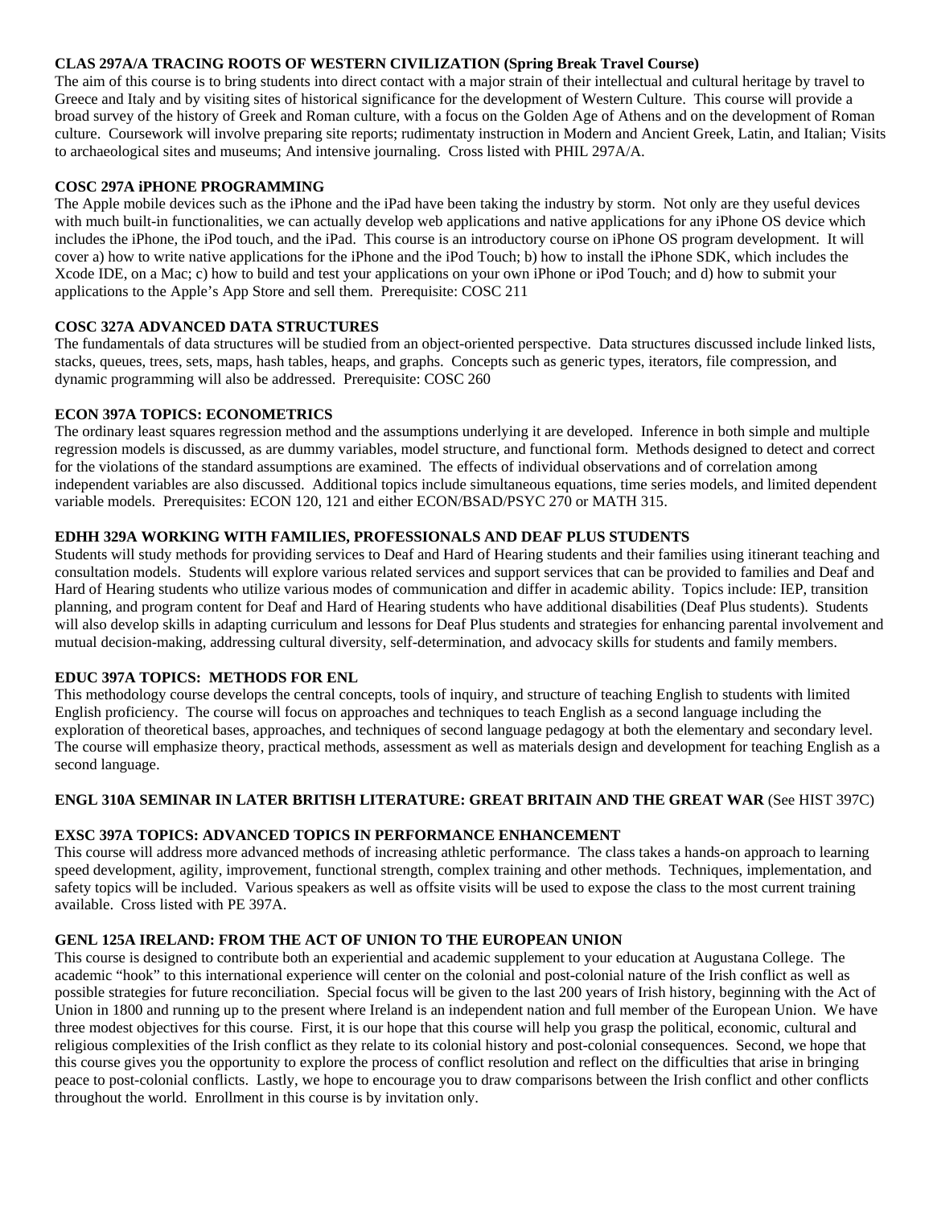**CLAS 297A/A TRACING ROOTS OF WESTERN CIVILIZATION (Spring Break Travel Course)**
The aim of this course is to bring students into direct contact with a major strain of their intellectual and cultural heritage by travel to Greece and Italy and by visiting sites of historical significance for the development of Western Culture. This course will provide a broad survey of the history of Greek and Roman culture, with a focus on the Golden Age of Athens and on the development of Roman culture. Coursework will involve preparing site reports; rudimentary instruction in Modern and Ancient Greek, Latin, and Italian; Visits to archaeological sites and museums; And intensive journaling. Cross listed with PHIL 297A/A.

**COSC 297A iPHONE PROGRAMMING**
The Apple mobile devices such as the iPhone and the iPad have been taking the industry by storm. Not only are they useful devices with much built-in functionalities, we can actually develop web applications and native applications for any iPhone OS device which includes the iPhone, the iPod touch, and the iPad. This course is an introductory course on iPhone OS program development. It will cover a) how to write native applications for the iPhone and the iPod Touch; b) how to install the iPhone SDK, which includes the Xcode IDE, on a Mac; c) how to build and test your applications on your own iPhone or iPod Touch; and d) how to submit your applications to the Apple's App Store and sell them. Prerequisite: COSC 211

**COSC 327A ADVANCED DATA STRUCTURES**
The fundamentals of data structures will be studied from an object-oriented perspective. Data structures discussed include linked lists, stacks, queues, trees, sets, maps, hash tables, heaps, and graphs. Concepts such as generic types, iterators, file compression, and dynamic programming will also be addressed. Prerequisite: COSC 260

**ECON 397A TOPICS: ECONOMETRICS**
The ordinary least squares regression method and the assumptions underlying it are developed. Inference in both simple and multiple regression models is discussed, as are dummy variables, model structure, and functional form. Methods designed to detect and correct for the violations of the standard assumptions are examined. The effects of individual observations and of correlation among independent variables are also discussed. Additional topics include simultaneous equations, time series models, and limited dependent variable models. Prerequisites: ECON 120, 121 and either ECON/BSAD/PSYC 270 or MATH 315.

**EDHH 329A WORKING WITH FAMILIES, PROFESSIONALS AND DEAF PLUS STUDENTS**
Students will study methods for providing services to Deaf and Hard of Hearing students and their families using itinerant teaching and consultation models. Students will explore various related services and support services that can be provided to families and Deaf and Hard of Hearing students who utilize various modes of communication and differ in academic ability. Topics include: IEP, transition planning, and program content for Deaf and Hard of Hearing students who have additional disabilities (Deaf Plus students). Students will also develop skills in adapting curriculum and lessons for Deaf Plus students and strategies for enhancing parental involvement and mutual decision-making, addressing cultural diversity, self-determination, and advocacy skills for students and family members.

**EDUC 397A TOPICS: METHODS FOR ENL**
This methodology course develops the central concepts, tools of inquiry, and structure of teaching English to students with limited English proficiency. The course will focus on approaches and techniques to teach English as a second language including the exploration of theoretical bases, approaches, and techniques of second language pedagogy at both the elementary and secondary level. The course will emphasize theory, practical methods, assessment as well as materials design and development for teaching English as a second language.

**ENGL 310A SEMINAR IN LATER BRITISH LITERATURE: GREAT BRITAIN AND THE GREAT WAR** (See HIST 397C)

**EXSC 397A TOPICS: ADVANCED TOPICS IN PERFORMANCE ENHANCEMENT**
This course will address more advanced methods of increasing athletic performance. The class takes a hands-on approach to learning speed development, agility, improvement, functional strength, complex training and other methods. Techniques, implementation, and safety topics will be included. Various speakers as well as offsite visits will be used to expose the class to the most current training available. Cross listed with PE 397A.

**GENL 125A IRELAND: FROM THE ACT OF UNION TO THE EUROPEAN UNION**
This course is designed to contribute both an experiential and academic supplement to your education at Augustana College. The academic "hook" to this international experience will center on the colonial and post-colonial nature of the Irish conflict as well as possible strategies for future reconciliation. Special focus will be given to the last 200 years of Irish history, beginning with the Act of Union in 1800 and running up to the present where Ireland is an independent nation and full member of the European Union. We have three modest objectives for this course. First, it is our hope that this course will help you grasp the political, economic, cultural and religious complexities of the Irish conflict as they relate to its colonial history and post-colonial consequences. Second, we hope that this course gives you the opportunity to explore the process of conflict resolution and reflect on the difficulties that arise in bringing peace to post-colonial conflicts. Lastly, we hope to encourage you to draw comparisons between the Irish conflict and other conflicts throughout the world. Enrollment in this course is by invitation only.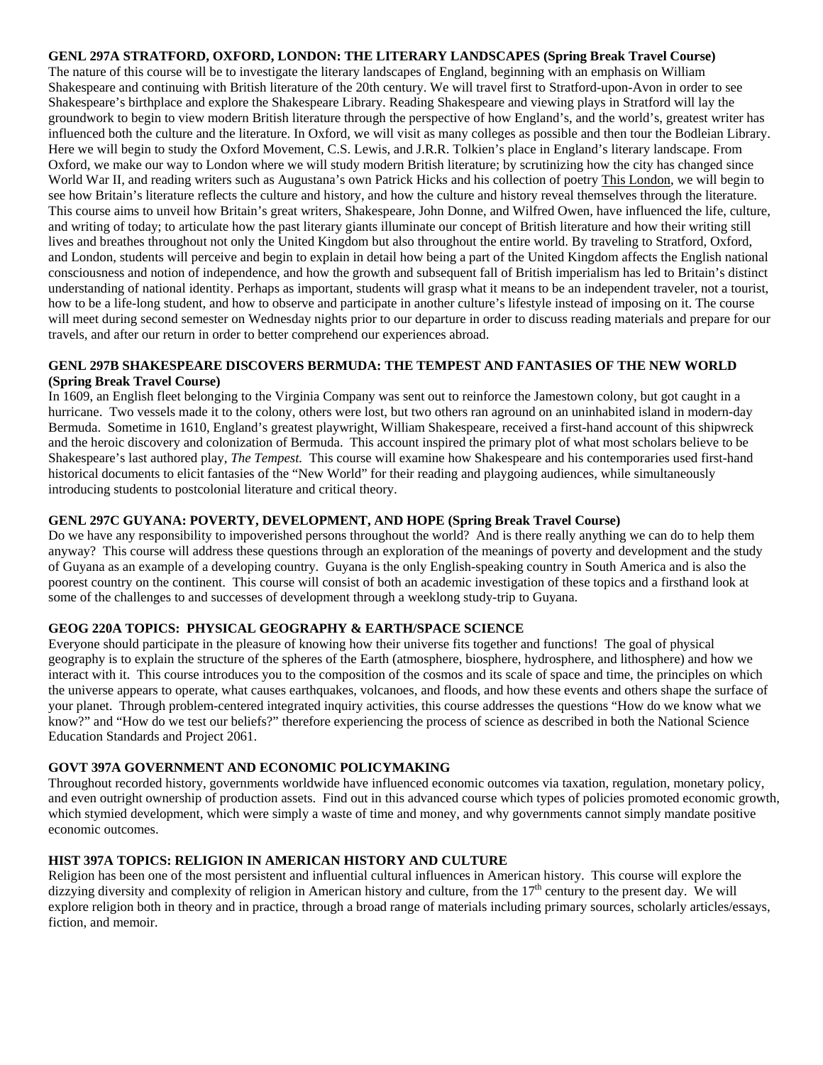**GENL 297A STRATFORD, OXFORD, LONDON: THE LITERARY LANDSCAPES (Spring Break Travel Course)**
The nature of this course will be to investigate the literary landscapes of England, beginning with an emphasis on William Shakespeare and continuing with British literature of the 20th century. We will travel first to Stratford-upon-Avon in order to see Shakespeare's birthplace and explore the Shakespeare Library. Reading Shakespeare and viewing plays in Stratford will lay the groundwork to begin to view modern British literature through the perspective of how England's, and the world's, greatest writer has influenced both the culture and the literature. In Oxford, we will visit as many colleges as possible and then tour the Bodleian Library. Here we will begin to study the Oxford Movement, C.S. Lewis, and J.R.R. Tolkien's place in England's literary landscape. From Oxford, we make our way to London where we will study modern British literature; by scrutinizing how the city has changed since World War II, and reading writers such as Augustana's own Patrick Hicks and his collection of poetry <u>This London</u>, we will begin to see how Britain's literature reflects the culture and history, and how the culture and history reveal themselves through the literature. This course aims to unveil how Britain's great writers, Shakespeare, John Donne, and Wilfred Owen, have influenced the life, culture, and writing of today; to articulate how the past literary giants illuminate our concept of British literature and how their writing still lives and breathes throughout not only the United Kingdom but also throughout the entire world. By traveling to Stratford, Oxford, and London, students will perceive and begin to explain in detail how being a part of the United Kingdom affects the English national consciousness and notion of independence, and how the growth and subsequent fall of British imperialism has led to Britain's distinct understanding of national identity. Perhaps as important, students will grasp what it means to be an independent traveler, not a tourist, how to be a life-long student, and how to observe and participate in another culture's lifestyle instead of imposing on it. The course will meet during second semester on Wednesday nights prior to our departure in order to discuss reading materials and prepare for our travels, and after our return in order to better comprehend our experiences abroad.

**GENL 297B SHAKESPEARE DISCOVERS BERMUDA: THE TEMPEST AND FANTASIES OF THE NEW WORLD (Spring Break Travel Course)**
In 1609, an English fleet belonging to the Virginia Company was sent out to reinforce the Jamestown colony, but got caught in a hurricane. Two vessels made it to the colony, others were lost, but two others ran aground on an uninhabited island in modern-day Bermuda. Sometime in 1610, England's greatest playwright, William Shakespeare, received a first-hand account of this shipwreck and the heroic discovery and colonization of Bermuda. This account inspired the primary plot of what most scholars believe to be Shakespeare's last authored play, *The Tempest.* This course will examine how Shakespeare and his contemporaries used first-hand historical documents to elicit fantasies of the "New World" for their reading and playgoing audiences, while simultaneously introducing students to postcolonial literature and critical theory.

**GENL 297C GUYANA: POVERTY, DEVELOPMENT, AND HOPE (Spring Break Travel Course)**
Do we have any responsibility to impoverished persons throughout the world? And is there really anything we can do to help them anyway? This course will address these questions through an exploration of the meanings of poverty and development and the study of Guyana as an example of a developing country. Guyana is the only English-speaking country in South America and is also the poorest country on the continent. This course will consist of both an academic investigation of these topics and a firsthand look at some of the challenges to and successes of development through a weeklong study-trip to Guyana.

**GEOG 220A TOPICS: PHYSICAL GEOGRAPHY & EARTH/SPACE SCIENCE**
Everyone should participate in the pleasure of knowing how their universe fits together and functions! The goal of physical geography is to explain the structure of the spheres of the Earth (atmosphere, biosphere, hydrosphere, and lithosphere) and how we interact with it. This course introduces you to the composition of the cosmos and its scale of space and time, the principles on which the universe appears to operate, what causes earthquakes, volcanoes, and floods, and how these events and others shape the surface of your planet. Through problem-centered integrated inquiry activities, this course addresses the questions "How do we know what we know?" and "How do we test our beliefs?" therefore experiencing the process of science as described in both the National Science Education Standards and Project 2061.

**GOVT 397A GOVERNMENT AND ECONOMIC POLICYMAKING**
Throughout recorded history, governments worldwide have influenced economic outcomes via taxation, regulation, monetary policy, and even outright ownership of production assets. Find out in this advanced course which types of policies promoted economic growth, which stymied development, which were simply a waste of time and money, and why governments cannot simply mandate positive economic outcomes.

**HIST 397A TOPICS: RELIGION IN AMERICAN HISTORY AND CULTURE**
Religion has been one of the most persistent and influential cultural influences in American history. This course will explore the dizzying diversity and complexity of religion in American history and culture, from the 17th century to the present day. We will explore religion both in theory and in practice, through a broad range of materials including primary sources, scholarly articles/essays, fiction, and memoir.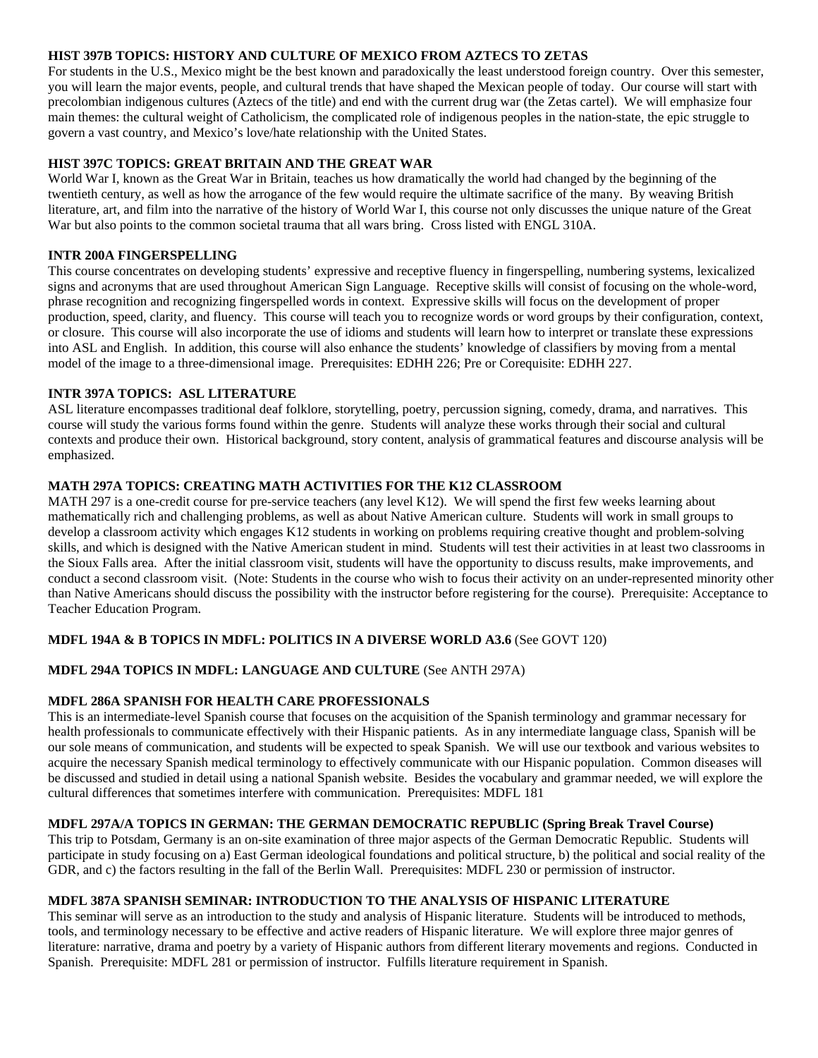**HIST 397B TOPICS: HISTORY AND CULTURE OF MEXICO FROM AZTECS TO ZETAS**
For students in the U.S., Mexico might be the best known and paradoxically the least understood foreign country. Over this semester, you will learn the major events, people, and cultural trends that have shaped the Mexican people of today. Our course will start with precolombian indigenous cultures (Aztecs of the title) and end with the current drug war (the Zetas cartel). We will emphasize four main themes: the cultural weight of Catholicism, the complicated role of indigenous peoples in the nation-state, the epic struggle to govern a vast country, and Mexico's love/hate relationship with the United States.

**HIST 397C TOPICS: GREAT BRITAIN AND THE GREAT WAR**
World War I, known as the Great War in Britain, teaches us how dramatically the world had changed by the beginning of the twentieth century, as well as how the arrogance of the few would require the ultimate sacrifice of the many. By weaving British literature, art, and film into the narrative of the history of World War I, this course not only discusses the unique nature of the Great War but also points to the common societal trauma that all wars bring. Cross listed with ENGL 310A.

**INTR 200A FINGERSPELLING**
This course concentrates on developing students' expressive and receptive fluency in fingerspelling, numbering systems, lexicalized signs and acronyms that are used throughout American Sign Language. Receptive skills will consist of focusing on the whole-word, phrase recognition and recognizing fingerspelled words in context. Expressive skills will focus on the development of proper production, speed, clarity, and fluency. This course will teach you to recognize words or word groups by their configuration, context, or closure. This course will also incorporate the use of idioms and students will learn how to interpret or translate these expressions into ASL and English. In addition, this course will also enhance the students' knowledge of classifiers by moving from a mental model of the image to a three-dimensional image. Prerequisites: EDHH 226; Pre or Corequisite: EDHH 227.

**INTR 397A TOPICS: ASL LITERATURE**
ASL literature encompasses traditional deaf folklore, storytelling, poetry, percussion signing, comedy, drama, and narratives. This course will study the various forms found within the genre. Students will analyze these works through their social and cultural contexts and produce their own. Historical background, story content, analysis of grammatical features and discourse analysis will be emphasized.

**MATH 297A TOPICS: CREATING MATH ACTIVITIES FOR THE K12 CLASSROOM**
MATH 297 is a one-credit course for pre-service teachers (any level K12). We will spend the first few weeks learning about mathematically rich and challenging problems, as well as about Native American culture. Students will work in small groups to develop a classroom activity which engages K12 students in working on problems requiring creative thought and problem-solving skills, and which is designed with the Native American student in mind. Students will test their activities in at least two classrooms in the Sioux Falls area. After the initial classroom visit, students will have the opportunity to discuss results, make improvements, and conduct a second classroom visit. (Note: Students in the course who wish to focus their activity on an under-represented minority other than Native Americans should discuss the possibility with the instructor before registering for the course). Prerequisite: Acceptance to Teacher Education Program.

**MDFL 194A & B TOPICS IN MDFL: POLITICS IN A DIVERSE WORLD A3.6** (See GOVT 120)

**MDFL 294A TOPICS IN MDFL: LANGUAGE AND CULTURE** (See ANTH 297A)

**MDFL 286A SPANISH FOR HEALTH CARE PROFESSIONALS**
This is an intermediate-level Spanish course that focuses on the acquisition of the Spanish terminology and grammar necessary for health professionals to communicate effectively with their Hispanic patients. As in any intermediate language class, Spanish will be our sole means of communication, and students will be expected to speak Spanish. We will use our textbook and various websites to acquire the necessary Spanish medical terminology to effectively communicate with our Hispanic population. Common diseases will be discussed and studied in detail using a national Spanish website. Besides the vocabulary and grammar needed, we will explore the cultural differences that sometimes interfere with communication. Prerequisites: MDFL 181

**MDFL 297A/A TOPICS IN GERMAN: THE GERMAN DEMOCRATIC REPUBLIC (Spring Break Travel Course)**
This trip to Potsdam, Germany is an on-site examination of three major aspects of the German Democratic Republic. Students will participate in study focusing on a) East German ideological foundations and political structure, b) the political and social reality of the GDR, and c) the factors resulting in the fall of the Berlin Wall. Prerequisites: MDFL 230 or permission of instructor.

**MDFL 387A SPANISH SEMINAR: INTRODUCTION TO THE ANALYSIS OF HISPANIC LITERATURE**
This seminar will serve as an introduction to the study and analysis of Hispanic literature. Students will be introduced to methods, tools, and terminology necessary to be effective and active readers of Hispanic literature. We will explore three major genres of literature: narrative, drama and poetry by a variety of Hispanic authors from different literary movements and regions. Conducted in Spanish. Prerequisite: MDFL 281 or permission of instructor. Fulfills literature requirement in Spanish.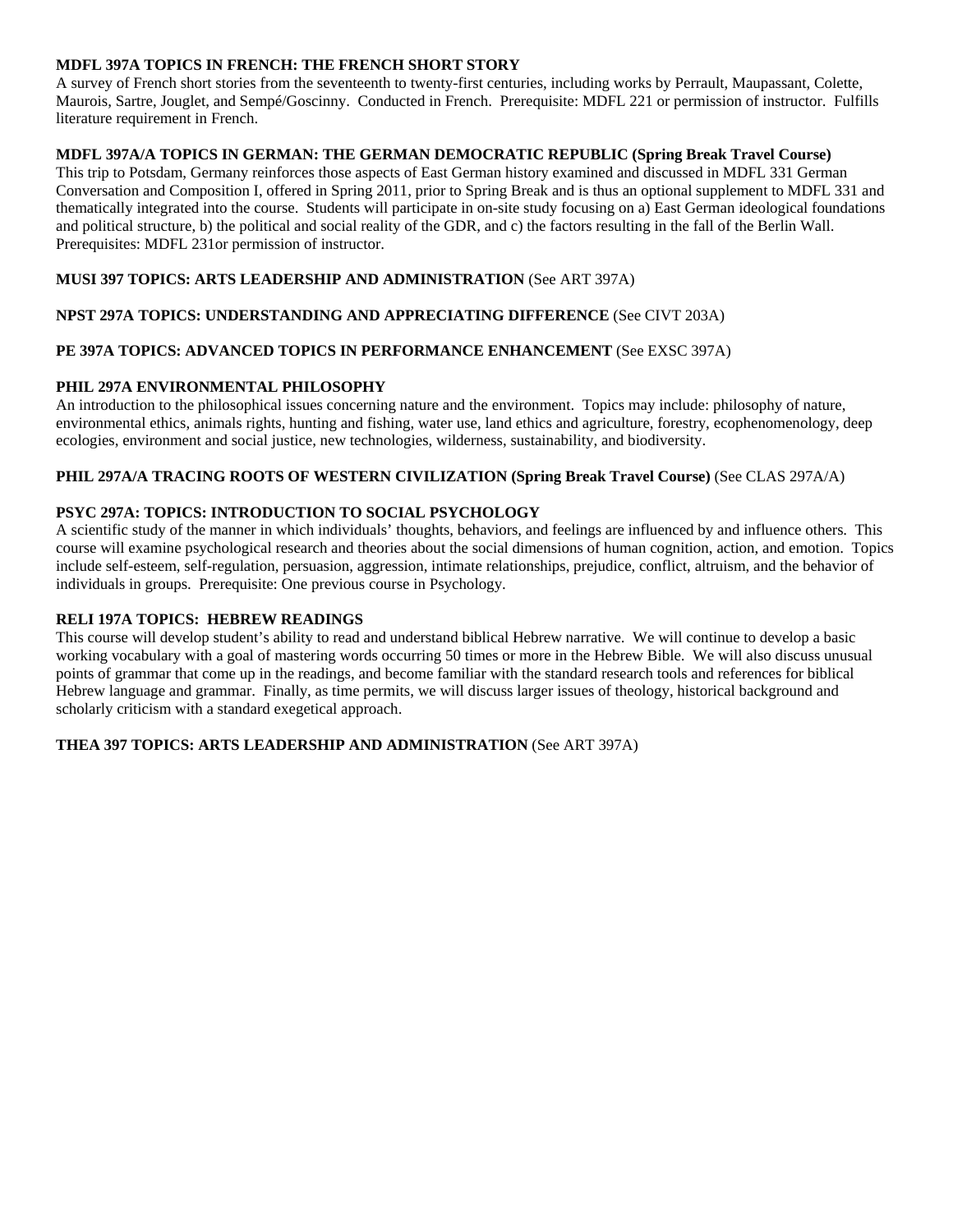**MDFL 397A TOPICS IN FRENCH: THE FRENCH SHORT STORY**
A survey of French short stories from the seventeenth to twenty-first centuries, including works by Perrault, Maupassant, Colette, Maurois, Sartre, Jouglet, and Sempé/Goscinny. Conducted in French. Prerequisite: MDFL 221 or permission of instructor. Fulfills literature requirement in French.

**MDFL 397A/A TOPICS IN GERMAN: THE GERMAN DEMOCRATIC REPUBLIC (Spring Break Travel Course)**
This trip to Potsdam, Germany reinforces those aspects of East German history examined and discussed in MDFL 331 German Conversation and Composition I, offered in Spring 2011, prior to Spring Break and is thus an optional supplement to MDFL 331 and thematically integrated into the course. Students will participate in on-site study focusing on a) East German ideological foundations and political structure, b) the political and social reality of the GDR, and c) the factors resulting in the fall of the Berlin Wall. Prerequisites: MDFL 231or permission of instructor.

**MUSI 397 TOPICS: ARTS LEADERSHIP AND ADMINISTRATION** (See ART 397A)

**NPST 297A TOPICS: UNDERSTANDING AND APPRECIATING DIFFERENCE** (See CIVT 203A)

**PE 397A TOPICS: ADVANCED TOPICS IN PERFORMANCE ENHANCEMENT** (See EXSC 397A)

**PHIL 297A ENVIRONMENTAL PHILOSOPHY**
An introduction to the philosophical issues concerning nature and the environment. Topics may include: philosophy of nature, environmental ethics, animals rights, hunting and fishing, water use, land ethics and agriculture, forestry, ecophenomenology, deep ecologies, environment and social justice, new technologies, wilderness, sustainability, and biodiversity.

**PHIL 297A/A TRACING ROOTS OF WESTERN CIVILIZATION (Spring Break Travel Course)** (See CLAS 297A/A)

**PSYC 297A: TOPICS: INTRODUCTION TO SOCIAL PSYCHOLOGY**
A scientific study of the manner in which individuals' thoughts, behaviors, and feelings are influenced by and influence others. This course will examine psychological research and theories about the social dimensions of human cognition, action, and emotion. Topics include self-esteem, self-regulation, persuasion, aggression, intimate relationships, prejudice, conflict, altruism, and the behavior of individuals in groups. Prerequisite: One previous course in Psychology.

**RELI 197A TOPICS: HEBREW READINGS**
This course will develop student's ability to read and understand biblical Hebrew narrative. We will continue to develop a basic working vocabulary with a goal of mastering words occurring 50 times or more in the Hebrew Bible. We will also discuss unusual points of grammar that come up in the readings, and become familiar with the standard research tools and references for biblical Hebrew language and grammar. Finally, as time permits, we will discuss larger issues of theology, historical background and scholarly criticism with a standard exegetical approach.

**THEA 397 TOPICS: ARTS LEADERSHIP AND ADMINISTRATION** (See ART 397A)